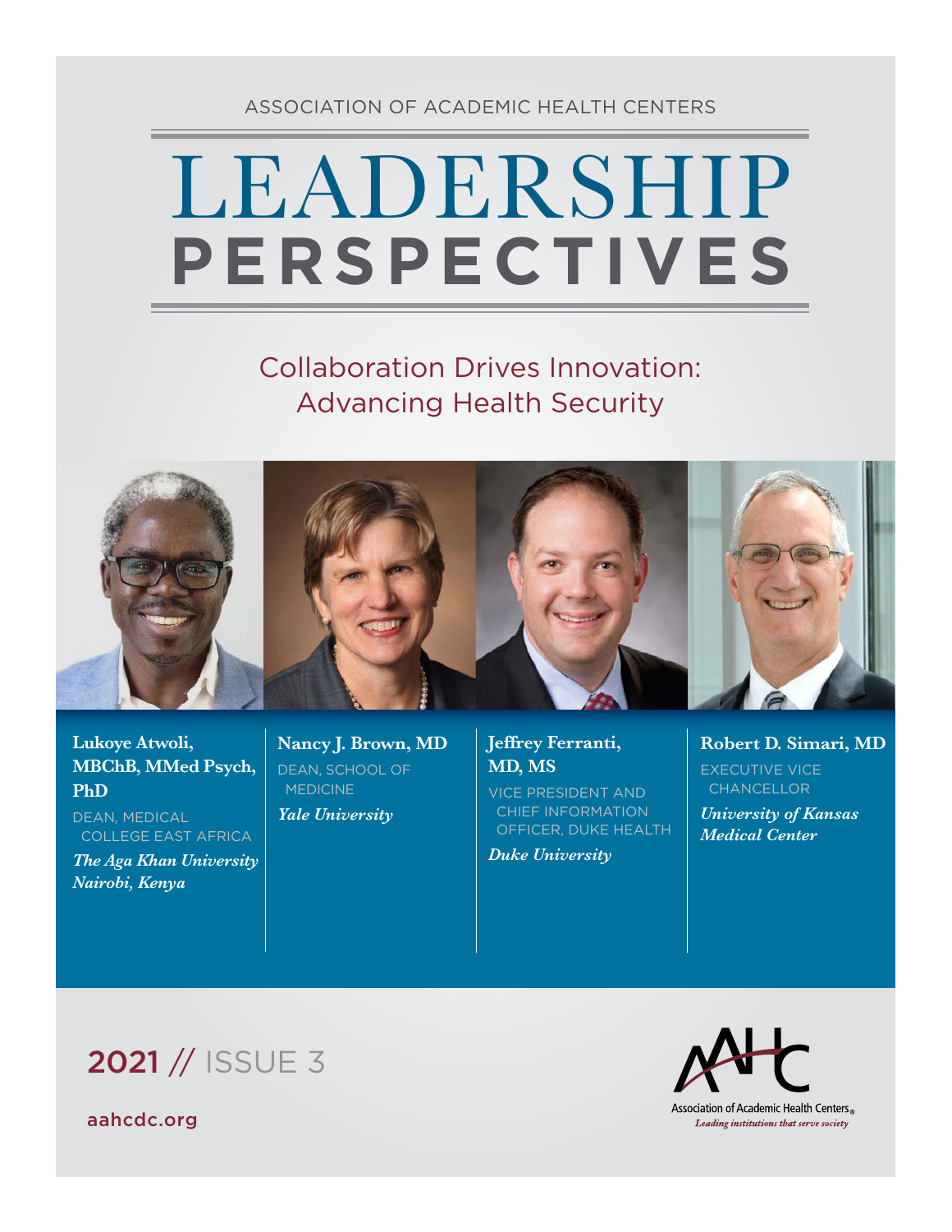ASSOCIATION OF ACADEMIC HEALTH CENTERS

# LEADERSHIP PERSPECTIVES

## Collaboration Drives Innovation: Advancing Health Security

**Lukoye Atwoli, MBChB, MMed Psych, PhD**
DEAN, MEDICAL COLLEGE EAST AFRICA
***The Aga Khan University Nairobi, Kenya***

**Nancy J. Brown, MD**
DEAN, SCHOOL OF MEDICINE
***Yale University***

**Jeffrey Ferranti, MD, MS**
VICE PRESIDENT AND CHIEF INFORMATION OFFICER, DUKE HEALTH
***Duke University***

**Robert D. Simari, MD**
EXECUTIVE VICE CHANCELLOR
***University of Kansas Medical Center***

2021 // ISSUE 3

aahcdc.org

Association of Academic Health Centers®
*Leading institutions that serve society*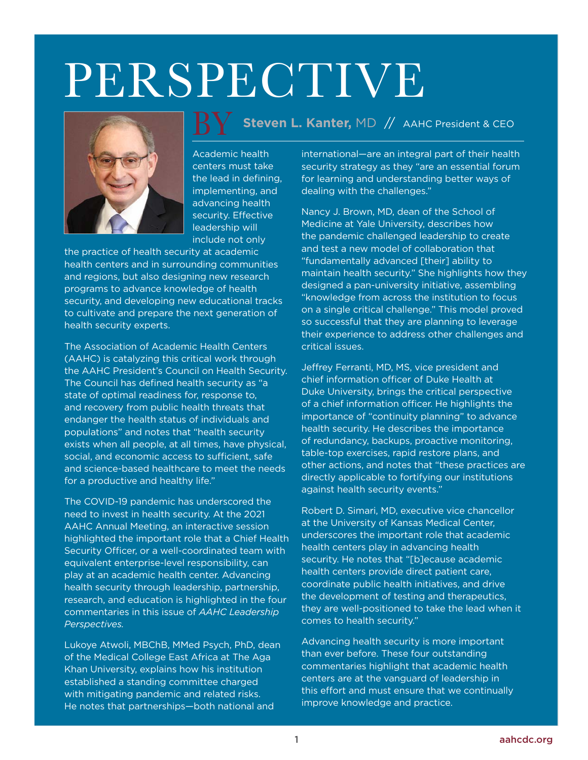# PERSPECTIVE

BY **Steven L. Kanter,** MD // AAHC President & CEO

Academic health centers must take the lead in defining, implementing, and advancing health security. Effective leadership will include not only the practice of health security at academic health centers and in surrounding communities and regions, but also designing new research programs to advance knowledge of health security, and developing new educational tracks to cultivate and prepare the next generation of health security experts.

The Association of Academic Health Centers (AAHC) is catalyzing this critical work through the AAHC President's Council on Health Security. The Council has defined health security as "a state of optimal readiness for, response to, and recovery from public health threats that endanger the health status of individuals and populations" and notes that "health security exists when all people, at all times, have physical, social, and economic access to sufficient, safe and science-based healthcare to meet the needs for a productive and healthy life."

The COVID-19 pandemic has underscored the need to invest in health security. At the 2021 AAHC Annual Meeting, an interactive session highlighted the important role that a Chief Health Security Officer, or a well-coordinated team with equivalent enterprise-level responsibility, can play at an academic health center. Advancing health security through leadership, partnership, research, and education is highlighted in the four commentaries in this issue of *AAHC Leadership Perspectives.*

Lukoye Atwoli, MBChB, MMed Psych, PhD, dean of the Medical College East Africa at The Aga Khan University, explains how his institution established a standing committee charged with mitigating pandemic and related risks. He notes that partnerships—both national and international—are an integral part of their health security strategy as they "are an essential forum for learning and understanding better ways of dealing with the challenges."

Nancy J. Brown, MD, dean of the School of Medicine at Yale University, describes how the pandemic challenged leadership to create and test a new model of collaboration that "fundamentally advanced [their] ability to maintain health security." She highlights how they designed a pan-university initiative, assembling "knowledge from across the institution to focus on a single critical challenge." This model proved so successful that they are planning to leverage their experience to address other challenges and critical issues.

Jeffrey Ferranti, MD, MS, vice president and chief information officer of Duke Health at Duke University, brings the critical perspective of a chief information officer. He highlights the importance of "continuity planning" to advance health security. He describes the importance of redundancy, backups, proactive monitoring, table-top exercises, rapid restore plans, and other actions, and notes that "these practices are directly applicable to fortifying our institutions against health security events."

Robert D. Simari, MD, executive vice chancellor at the University of Kansas Medical Center, underscores the important role that academic health centers play in advancing health security. He notes that "[b]ecause academic health centers provide direct patient care, coordinate public health initiatives, and drive the development of testing and therapeutics, they are well-positioned to take the lead when it comes to health security."

Advancing health security is more important than ever before. These four outstanding commentaries highlight that academic health centers are at the vanguard of leadership in this effort and must ensure that we continually improve knowledge and practice.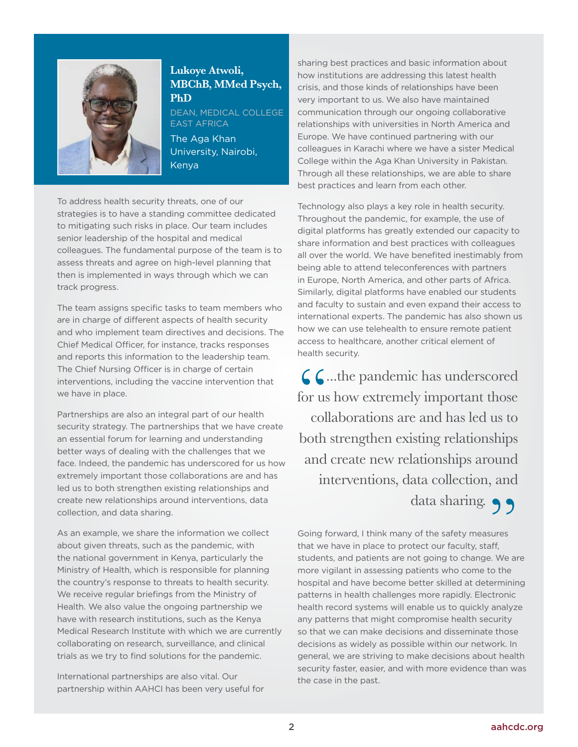## Lukoye Atwoli, MBChB, MMed Psych, PhD

DEAN, MEDICAL COLLEGE EAST AFRICA

The Aga Khan University, Nairobi, Kenya

To address health security threats, one of our strategies is to have a standing committee dedicated to mitigating such risks in place. Our team includes senior leadership of the hospital and medical colleagues. The fundamental purpose of the team is to assess threats and agree on high-level planning that then is implemented in ways through which we can track progress.

The team assigns specific tasks to team members who are in charge of different aspects of health security and who implement team directives and decisions. The Chief Medical Officer, for instance, tracks responses and reports this information to the leadership team. The Chief Nursing Officer is in charge of certain interventions, including the vaccine intervention that we have in place.

Partnerships are also an integral part of our health security strategy. The partnerships that we have create an essential forum for learning and understanding better ways of dealing with the challenges that we face. Indeed, the pandemic has underscored for us how extremely important those collaborations are and has led us to both strengthen existing relationships and create new relationships around interventions, data collection, and data sharing.

As an example, we share the information we collect about given threats, such as the pandemic, with the national government in Kenya, particularly the Ministry of Health, which is responsible for planning the country's response to threats to health security. We receive regular briefings from the Ministry of Health. We also value the ongoing partnership we have with research institutions, such as the Kenya Medical Research Institute with which we are currently collaborating on research, surveillance, and clinical trials as we try to find solutions for the pandemic.

International partnerships are also vital. Our partnership within AAHCI has been very useful for sharing best practices and basic information about how institutions are addressing this latest health crisis, and those kinds of relationships have been very important to us. We also have maintained communication through our ongoing collaborative relationships with universities in North America and Europe. We have continued partnering with our colleagues in Karachi where we have a sister Medical College within the Aga Khan University in Pakistan. Through all these relationships, we are able to share best practices and learn from each other.

Technology also plays a key role in health security. Throughout the pandemic, for example, the use of digital platforms has greatly extended our capacity to share information and best practices with colleagues all over the world. We have benefited inestimably from being able to attend teleconferences with partners in Europe, North America, and other parts of Africa. Similarly, digital platforms have enabled our students and faculty to sustain and even expand their access to international experts. The pandemic has also shown us how we can use telehealth to ensure remote patient access to healthcare, another critical element of health security.

> "...the pandemic has underscored for us how extremely important those collaborations are and has led us to both strengthen existing relationships and create new relationships around interventions, data collection, and data sharing."

Going forward, I think many of the safety measures that we have in place to protect our faculty, staff, students, and patients are not going to change. We are more vigilant in assessing patients who come to the hospital and have become better skilled at determining patterns in health challenges more rapidly. Electronic health record systems will enable us to quickly analyze any patterns that might compromise health security so that we can make decisions and disseminate those decisions as widely as possible within our network. In general, we are striving to make decisions about health security faster, easier, and with more evidence than was the case in the past.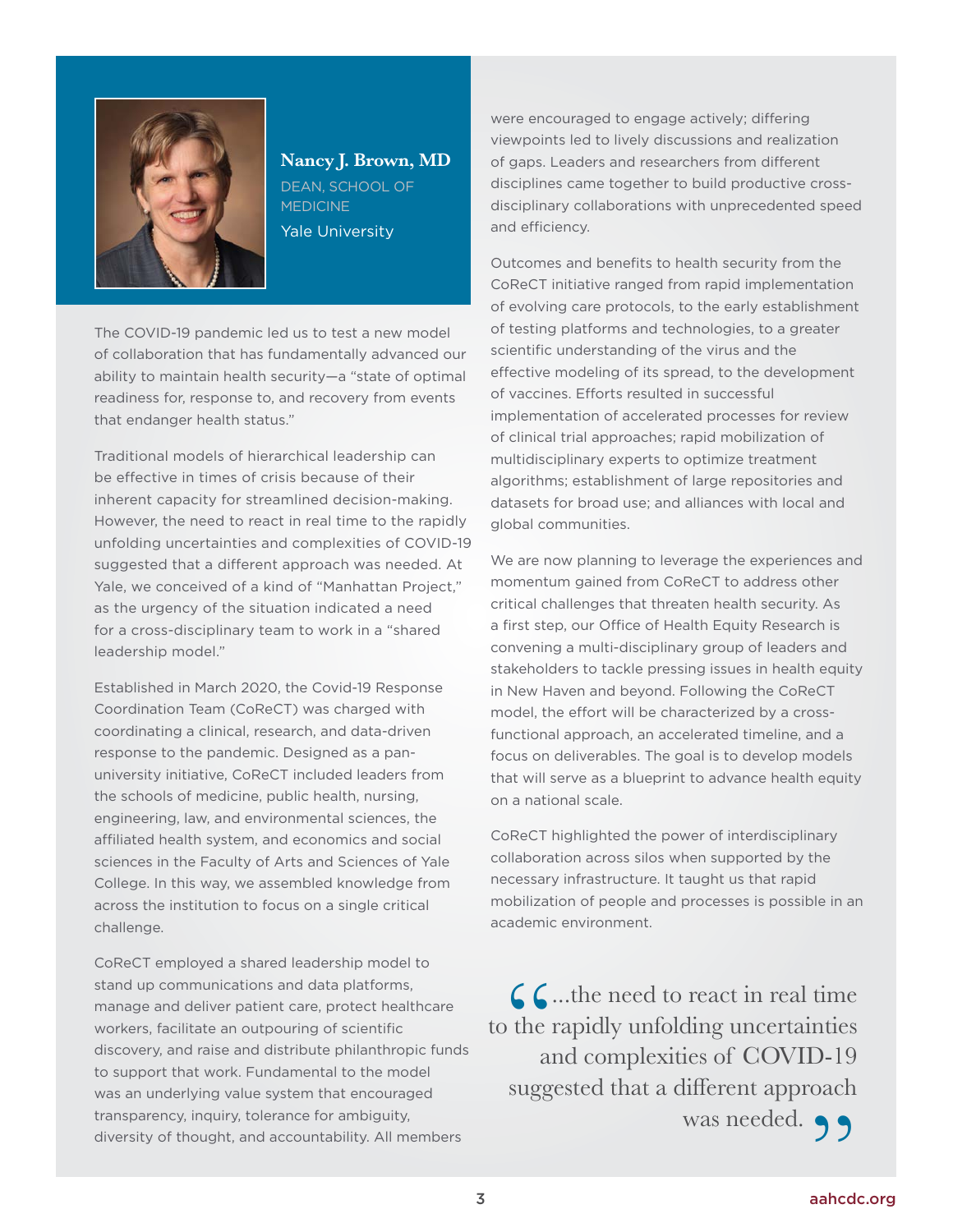**Nancy J. Brown, MD**
DEAN, SCHOOL OF MEDICINE
Yale University

The COVID-19 pandemic led us to test a new model of collaboration that has fundamentally advanced our ability to maintain health security—a "state of optimal readiness for, response to, and recovery from events that endanger health status."

Traditional models of hierarchical leadership can be effective in times of crisis because of their inherent capacity for streamlined decision-making. However, the need to react in real time to the rapidly unfolding uncertainties and complexities of COVID-19 suggested that a different approach was needed. At Yale, we conceived of a kind of "Manhattan Project," as the urgency of the situation indicated a need for a cross-disciplinary team to work in a "shared leadership model."

Established in March 2020, the Covid-19 Response Coordination Team (CoReCT) was charged with coordinating a clinical, research, and data-driven response to the pandemic. Designed as a pan-university initiative, CoReCT included leaders from the schools of medicine, public health, nursing, engineering, law, and environmental sciences, the affiliated health system, and economics and social sciences in the Faculty of Arts and Sciences of Yale College. In this way, we assembled knowledge from across the institution to focus on a single critical challenge.

CoReCT employed a shared leadership model to stand up communications and data platforms, manage and deliver patient care, protect healthcare workers, facilitate an outpouring of scientific discovery, and raise and distribute philanthropic funds to support that work. Fundamental to the model was an underlying value system that encouraged transparency, inquiry, tolerance for ambiguity, diversity of thought, and accountability. All members were encouraged to engage actively; differing viewpoints led to lively discussions and realization of gaps. Leaders and researchers from different disciplines came together to build productive cross-disciplinary collaborations with unprecedented speed and efficiency.

Outcomes and benefits to health security from the CoReCT initiative ranged from rapid implementation of evolving care protocols, to the early establishment of testing platforms and technologies, to a greater scientific understanding of the virus and the effective modeling of its spread, to the development of vaccines. Efforts resulted in successful implementation of accelerated processes for review of clinical trial approaches; rapid mobilization of multidisciplinary experts to optimize treatment algorithms; establishment of large repositories and datasets for broad use; and alliances with local and global communities.

We are now planning to leverage the experiences and momentum gained from CoReCT to address other critical challenges that threaten health security. As a first step, our Office of Health Equity Research is convening a multi-disciplinary group of leaders and stakeholders to tackle pressing issues in health equity in New Haven and beyond. Following the CoReCT model, the effort will be characterized by a cross-functional approach, an accelerated timeline, and a focus on deliverables. The goal is to develop models that will serve as a blueprint to advance health equity on a national scale.

CoReCT highlighted the power of interdisciplinary collaboration across silos when supported by the necessary infrastructure. It taught us that rapid mobilization of people and processes is possible in an academic environment.

> "...the need to react in real time to the rapidly unfolding uncertainties and complexities of COVID-19 suggested that a different approach was needed."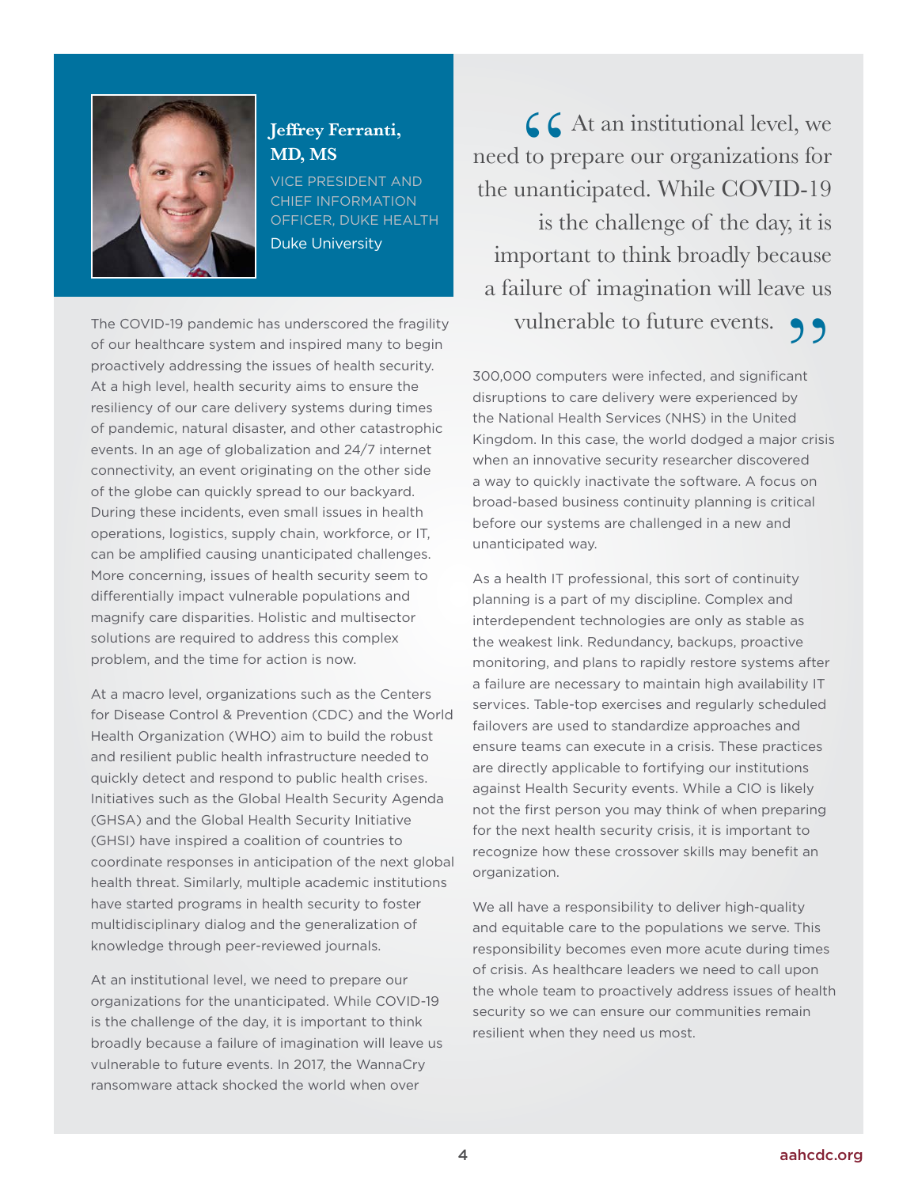## Jeffrey Ferranti, MD, MS

VICE PRESIDENT AND CHIEF INFORMATION OFFICER, DUKE HEALTH

Duke University

> "At an institutional level, we need to prepare our organizations for the unanticipated. While COVID-19 is the challenge of the day, it is important to think broadly because a failure of imagination will leave us vulnerable to future events."

The COVID-19 pandemic has underscored the fragility of our healthcare system and inspired many to begin proactively addressing the issues of health security. At a high level, health security aims to ensure the resiliency of our care delivery systems during times of pandemic, natural disaster, and other catastrophic events. In an age of globalization and 24/7 internet connectivity, an event originating on the other side of the globe can quickly spread to our backyard. During these incidents, even small issues in health operations, logistics, supply chain, workforce, or IT, can be amplified causing unanticipated challenges. More concerning, issues of health security seem to differentially impact vulnerable populations and magnify care disparities. Holistic and multisector solutions are required to address this complex problem, and the time for action is now.

At a macro level, organizations such as the Centers for Disease Control & Prevention (CDC) and the World Health Organization (WHO) aim to build the robust and resilient public health infrastructure needed to quickly detect and respond to public health crises. Initiatives such as the Global Health Security Agenda (GHSA) and the Global Health Security Initiative (GHSI) have inspired a coalition of countries to coordinate responses in anticipation of the next global health threat. Similarly, multiple academic institutions have started programs in health security to foster multidisciplinary dialog and the generalization of knowledge through peer-reviewed journals.

At an institutional level, we need to prepare our organizations for the unanticipated. While COVID-19 is the challenge of the day, it is important to think broadly because a failure of imagination will leave us vulnerable to future events. In 2017, the WannaCry ransomware attack shocked the world when over 300,000 computers were infected, and significant disruptions to care delivery were experienced by the National Health Services (NHS) in the United Kingdom. In this case, the world dodged a major crisis when an innovative security researcher discovered a way to quickly inactivate the software. A focus on broad-based business continuity planning is critical before our systems are challenged in a new and unanticipated way.

As a health IT professional, this sort of continuity planning is a part of my discipline. Complex and interdependent technologies are only as stable as the weakest link. Redundancy, backups, proactive monitoring, and plans to rapidly restore systems after a failure are necessary to maintain high availability IT services. Table-top exercises and regularly scheduled failovers are used to standardize approaches and ensure teams can execute in a crisis. These practices are directly applicable to fortifying our institutions against Health Security events. While a CIO is likely not the first person you may think of when preparing for the next health security crisis, it is important to recognize how these crossover skills may benefit an organization.

We all have a responsibility to deliver high-quality and equitable care to the populations we serve. This responsibility becomes even more acute during times of crisis. As healthcare leaders we need to call upon the whole team to proactively address issues of health security so we can ensure our communities remain resilient when they need us most.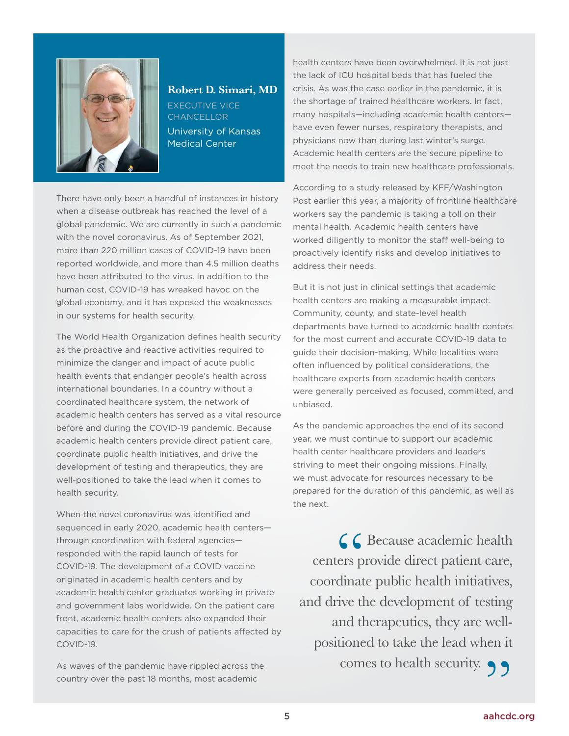**Robert D. Simari, MD**

EXECUTIVE VICE CHANCELLOR

University of Kansas Medical Center

There have only been a handful of instances in history when a disease outbreak has reached the level of a global pandemic. We are currently in such a pandemic with the novel coronavirus. As of September 2021, more than 220 million cases of COVID-19 have been reported worldwide, and more than 4.5 million deaths have been attributed to the virus. In addition to the human cost, COVID-19 has wreaked havoc on the global economy, and it has exposed the weaknesses in our systems for health security.

The World Health Organization defines health security as the proactive and reactive activities required to minimize the danger and impact of acute public health events that endanger people's health across international boundaries. In a country without a coordinated healthcare system, the network of academic health centers has served as a vital resource before and during the COVID-19 pandemic. Because academic health centers provide direct patient care, coordinate public health initiatives, and drive the development of testing and therapeutics, they are well-positioned to take the lead when it comes to health security.

When the novel coronavirus was identified and sequenced in early 2020, academic health centers—through coordination with federal agencies—responded with the rapid launch of tests for COVID-19. The development of a COVID vaccine originated in academic health centers and by academic health center graduates working in private and government labs worldwide. On the patient care front, academic health centers also expanded their capacities to care for the crush of patients affected by COVID-19.

As waves of the pandemic have rippled across the country over the past 18 months, most academic health centers have been overwhelmed. It is not just the lack of ICU hospital beds that has fueled the crisis. As was the case earlier in the pandemic, it is the shortage of trained healthcare workers. In fact, many hospitals—including academic health centers—have even fewer nurses, respiratory therapists, and physicians now than during last winter's surge. Academic health centers are the secure pipeline to meet the needs to train new healthcare professionals.

According to a study released by KFF/Washington Post earlier this year, a majority of frontline healthcare workers say the pandemic is taking a toll on their mental health. Academic health centers have worked diligently to monitor the staff well-being to proactively identify risks and develop initiatives to address their needs.

But it is not just in clinical settings that academic health centers are making a measurable impact. Community, county, and state-level health departments have turned to academic health centers for the most current and accurate COVID-19 data to guide their decision-making. While localities were often influenced by political considerations, the healthcare experts from academic health centers were generally perceived as focused, committed, and unbiased.

As the pandemic approaches the end of its second year, we must continue to support our academic health center healthcare providers and leaders striving to meet their ongoing missions. Finally, we must advocate for resources necessary to be prepared for the duration of this pandemic, as well as the next.

> "Because academic health centers provide direct patient care, coordinate public health initiatives, and drive the development of testing and therapeutics, they are well-positioned to take the lead when it comes to health security."